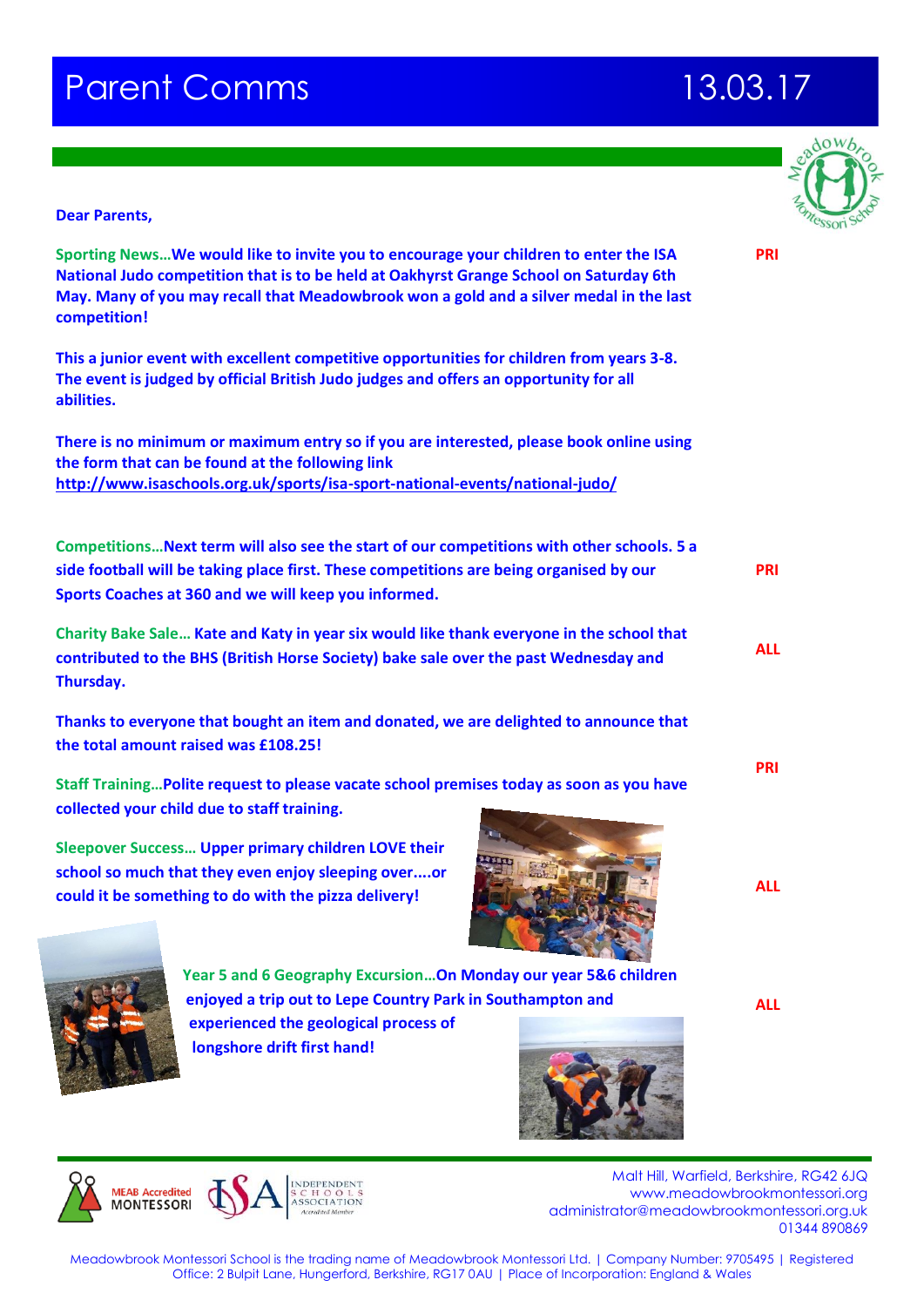# Parent Comms 13.03.17

**Dear Parents,**

**Sporting News…We would like to invite you to encourage your children to enter the ISA National Judo competition that is to be held at Oakhyrst Grange School on Saturday 6th May. Many of you may recall that Meadowbrook won a gold and a silver medal in the last competition!** **PRI**

**This a junior event with excellent competitive opportunities for children from years 3-8. The event is judged by official British Judo judges and offers an opportunity for all abilities.**

**There is no minimum or maximum entry so if you are interested, please book online using the form that can be found at the following link http://www.isaschools.org.uk/sports/isa-sport-national-events/national-judo/**

**Competitions…Next term will also see the start of our competitions with other schools. 5 a side football will be taking place first. These competitions are being organised by our Sports Coaches at 360 and we will keep you informed.** **PRI**

**Charity Bake Sale… Kate and Katy in year six would like thank everyone in the school that contributed to the BHS (British Horse Society) bake sale over the past Wednesday and Thursday.** **ALL**

**Thanks to everyone that bought an item and donated, we are delighted to announce that the total amount raised was £108.25!**

**Staff Training…Polite request to please vacate school premises today as soon as you have collected your child due to staff training.** **PRI**

**Sleepover Success… Upper primary children LOVE their school so much that they even enjoy sleeping over....or could it be something to do with the pizza delivery!** **ALL**

**Year 5 and 6 Geography Excursion…On Monday our year 5&6 children enjoyed a trip out to Lepe Country Park in Southampton and experienced the geological process of longshore drift first hand!** **ALL**

Malt Hill, Warfield, Berkshire, RG42 6JQ
www.meadowbrookmontessori.org
administrator@meadowbrookmontessori.org.uk
01344 890869

Meadowbrook Montessori School is the trading name of Meadowbrook Montessori Ltd. | Company Number: 9705495 | Registered Office: 2 Bulpit Lane, Hungerford, Berkshire, RG17 0AU | Place of Incorporation: England & Wales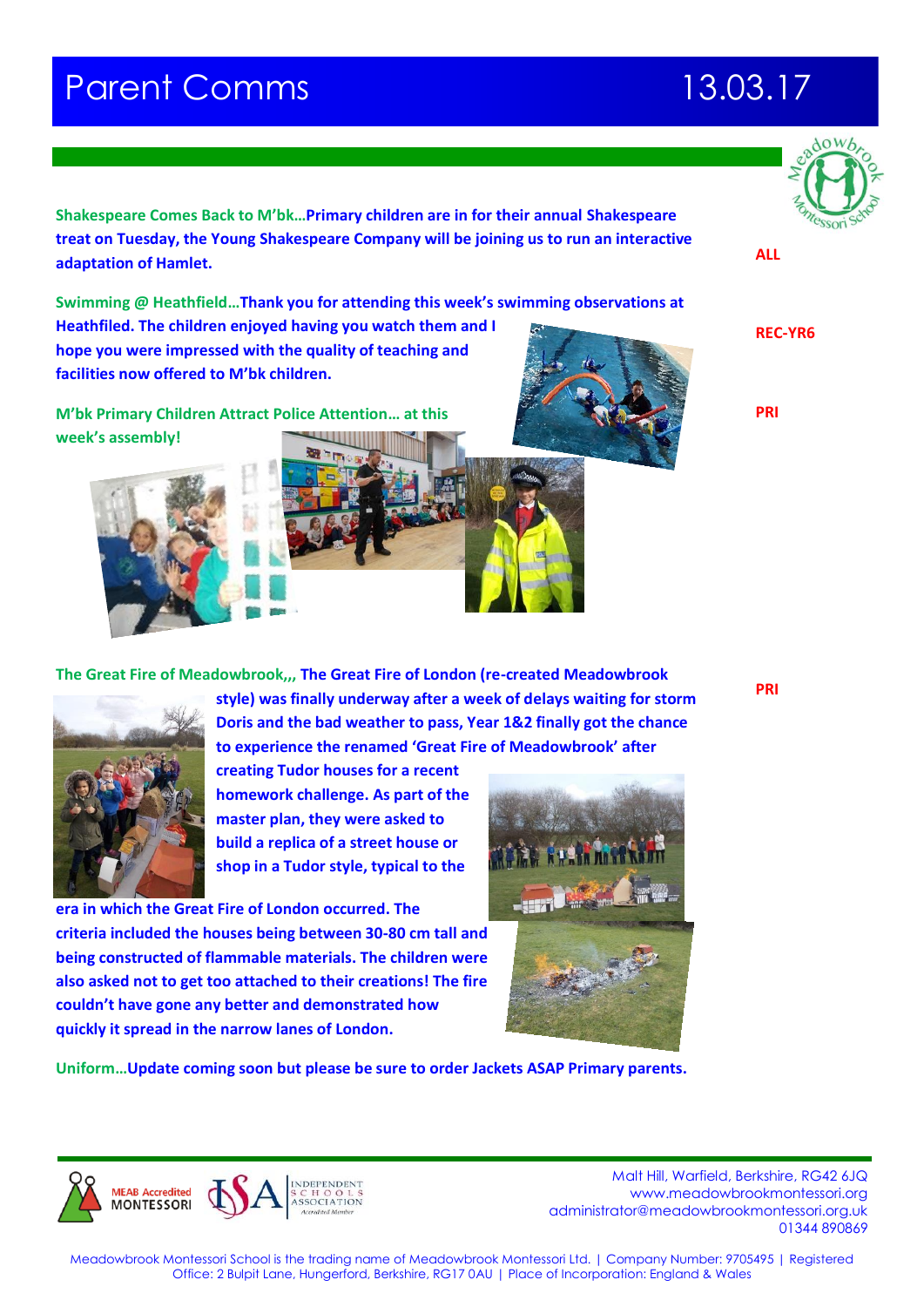# Parent Comms 13.03.17

**Shakespeare Comes Back to M'bk…Primary children are in for their annual Shakespeare treat on Tuesday, the Young Shakespeare Company will be joining us to run an interactive adaptation of Hamlet.**

ALL

**Swimming @ Heathfield…Thank you for attending this week's swimming observations at Heathfiled. The children enjoyed having you watch them and I hope you were impressed with the quality of teaching and facilities now offered to M'bk children.**

REC-YR6

**M'bk Primary Children Attract Police Attention… at this week's assembly!**

PRI

**The Great Fire of Meadowbrook,,, The Great Fire of London (re-created Meadowbrook style) was finally underway after a week of delays waiting for storm Doris and the bad weather to pass, Year 1&2 finally got the chance to experience the renamed 'Great Fire of Meadowbrook' after creating Tudor houses for a recent homework challenge. As part of the master plan, they were asked to build a replica of a street house or shop in a Tudor style, typical to the era in which the Great Fire of London occurred. The criteria included the houses being between 30-80 cm tall and being constructed of flammable materials. The children were also asked not to get too attached to their creations! The fire couldn't have gone any better and demonstrated how quickly it spread in the narrow lanes of London.**

PRI

**Uniform…Update coming soon but please be sure to order Jackets ASAP Primary parents.**

MEAB Accredited MONTESSORI

INDEPENDENT SCHOOLS ASSOCIATION Accredited Member

Malt Hill, Warfield, Berkshire, RG42 6JQ
www.meadowbrookmontessori.org
administrator@meadowbrookmontessori.org.uk
01344 890869

Meadowbrook Montessori School is the trading name of Meadowbrook Montessori Ltd. | Company Number: 9705495 | Registered Office: 2 Bulpit Lane, Hungerford, Berkshire, RG17 0AU | Place of Incorporation: England & Wales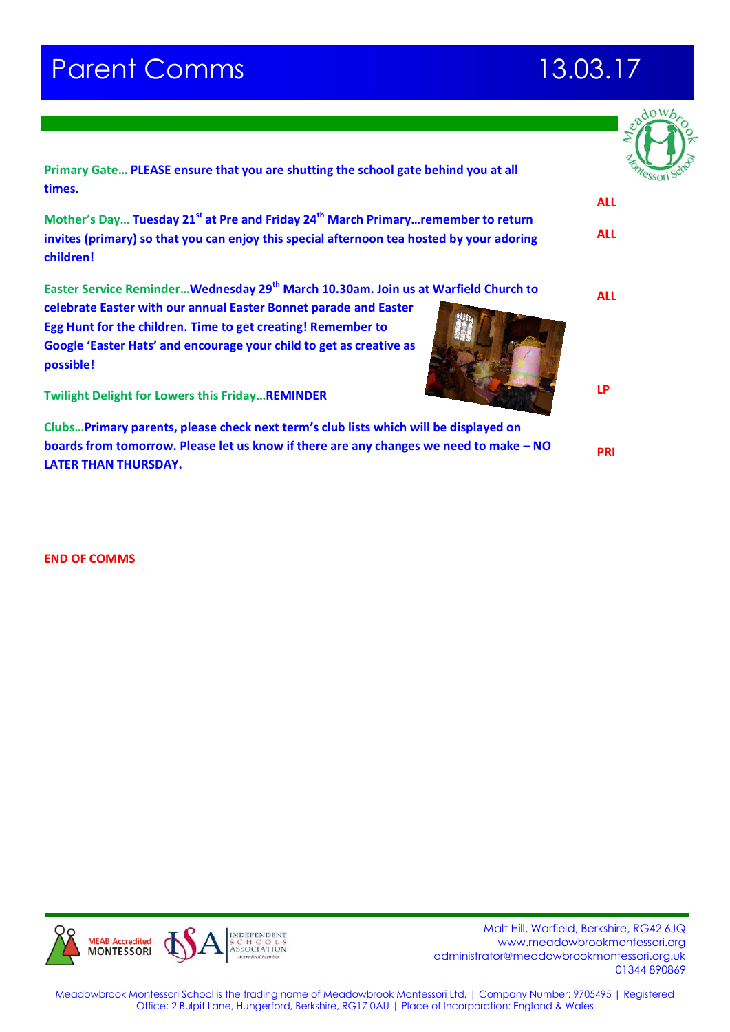# Parent Comms 13.03.17

**Primary Gate… PLEASE ensure that you are shutting the school gate behind you at all times.** **ALL**

**Mother's Day… Tuesday 21st at Pre and Friday 24th March Primary…remember to return invites (primary) so that you can enjoy this special afternoon tea hosted by your adoring children!** **ALL**

**Easter Service Reminder…Wednesday 29th March 10.30am. Join us at Warfield Church to celebrate Easter with our annual Easter Bonnet parade and Easter Egg Hunt for the children. Time to get creating! Remember to Google 'Easter Hats' and encourage your child to get as creative as possible!** **ALL**

**Twilight Delight for Lowers this Friday…REMINDER** **LP**

**Clubs…Primary parents, please check next term's club lists which will be displayed on boards from tomorrow. Please let us know if there are any changes we need to make – NO LATER THAN THURSDAY.** **PRI**

**END OF COMMS**

Malt Hill, Warfield, Berkshire, RG42 6JQ
www.meadowbrookmontessori.org
administrator@meadowbrookmontessori.org.uk
01344 890869

Meadowbrook Montessori School is the trading name of Meadowbrook Montessori Ltd. | Company Number: 9705495 | Registered Office: 2 Bulpit Lane, Hungerford, Berkshire, RG17 0AU | Place of Incorporation: England & Wales